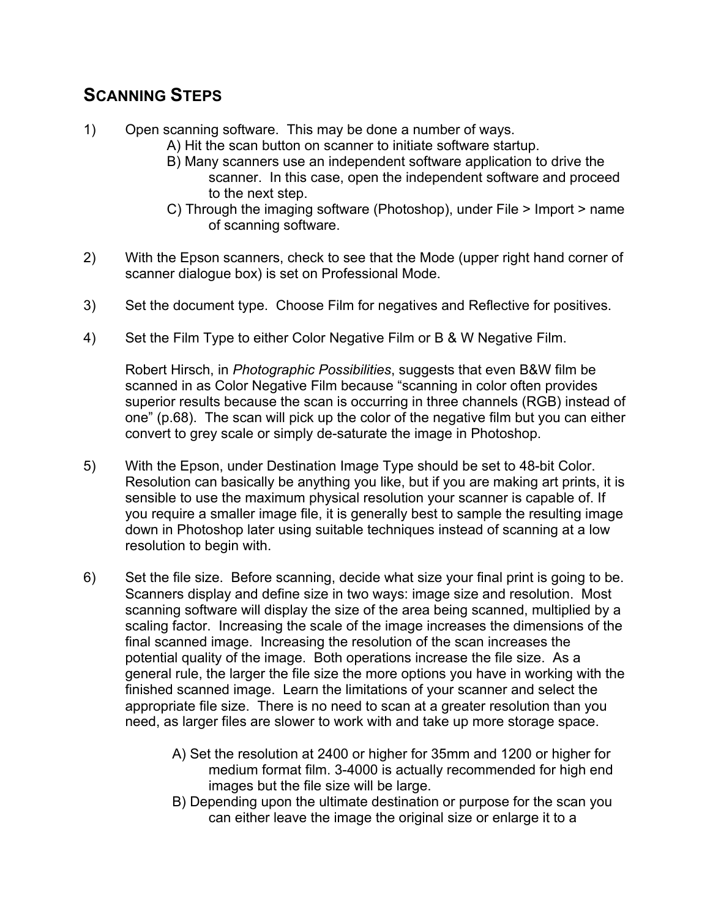## Scanning Steps

1) Open scanning software. This may be done a number of ways.
   - A) Hit the scan button on scanner to initiate software startup.
   - B) Many scanners use an independent software application to drive the scanner. In this case, open the independent software and proceed to the next step.
   - C) Through the imaging software (Photoshop), under File > Import > name of scanning software.

2) With the Epson scanners, check to see that the Mode (upper right hand corner of scanner dialogue box) is set on Professional Mode.

3) Set the document type. Choose Film for negatives and Reflective for positives.

4) Set the Film Type to either Color Negative Film or B & W Negative Film.

   Robert Hirsch, in *Photographic Possibilities*, suggests that even B&W film be scanned in as Color Negative Film because "scanning in color often provides superior results because the scan is occurring in three channels (RGB) instead of one" (p.68). The scan will pick up the color of the negative film but you can either convert to grey scale or simply de-saturate the image in Photoshop.

5) With the Epson, under Destination Image Type should be set to 48-bit Color. Resolution can basically be anything you like, but if you are making art prints, it is sensible to use the maximum physical resolution your scanner is capable of. If you require a smaller image file, it is generally best to sample the resulting image down in Photoshop later using suitable techniques instead of scanning at a low resolution to begin with.

6) Set the file size. Before scanning, decide what size your final print is going to be. Scanners display and define size in two ways: image size and resolution. Most scanning software will display the size of the area being scanned, multiplied by a scaling factor. Increasing the scale of the image increases the dimensions of the final scanned image. Increasing the resolution of the scan increases the potential quality of the image. Both operations increase the file size. As a general rule, the larger the file size the more options you have in working with the finished scanned image. Learn the limitations of your scanner and select the appropriate file size. There is no need to scan at a greater resolution than you need, as larger files are slower to work with and take up more storage space.
   - A) Set the resolution at 2400 or higher for 35mm and 1200 or higher for medium format film. 3-4000 is actually recommended for high end images but the file size will be large.
   - B) Depending upon the ultimate destination or purpose for the scan you can either leave the image the original size or enlarge it to a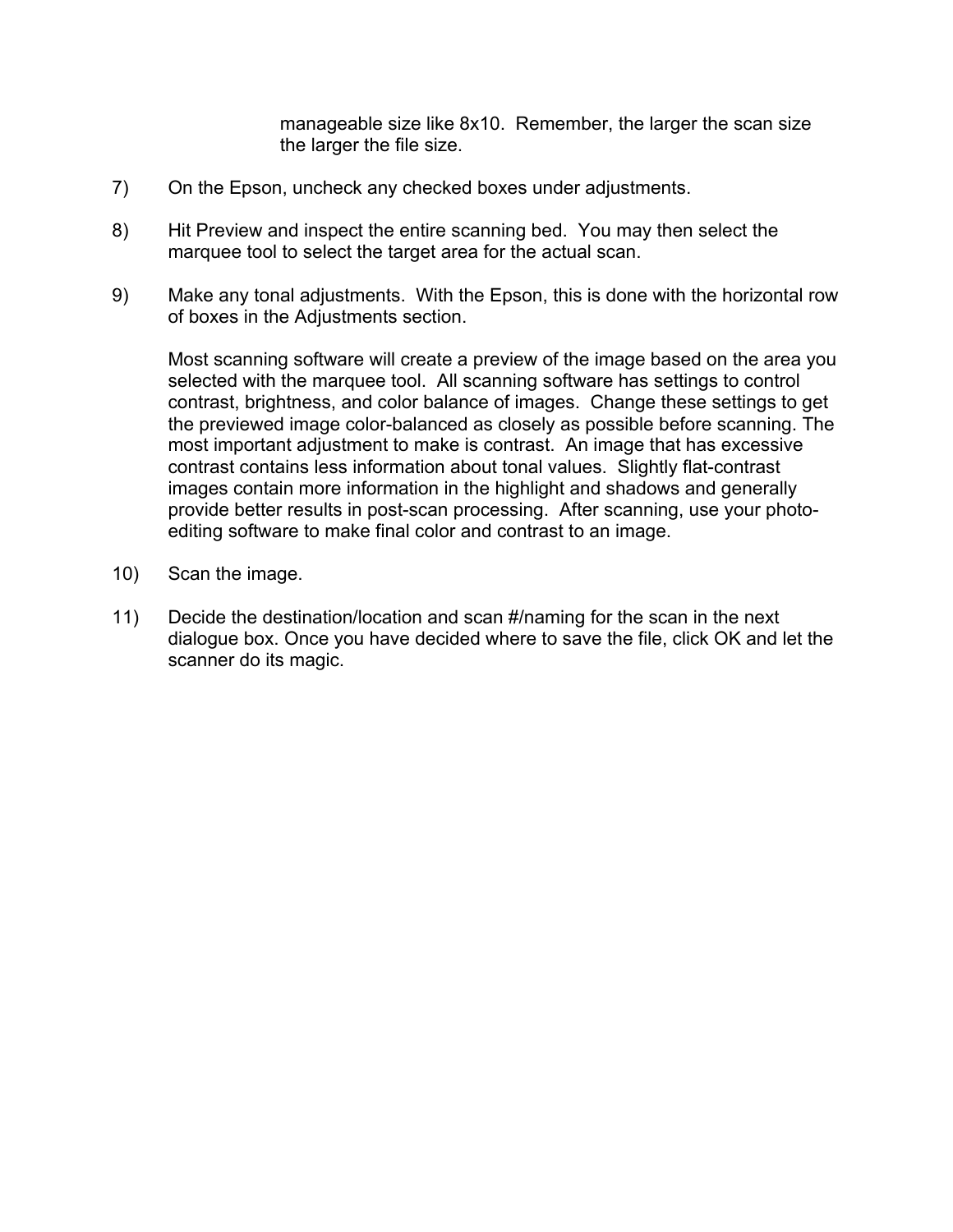manageable size like 8x10. Remember, the larger the scan size the larger the file size.

7) On the Epson, uncheck any checked boxes under adjustments.

8) Hit Preview and inspect the entire scanning bed. You may then select the marquee tool to select the target area for the actual scan.

9) Make any tonal adjustments. With the Epson, this is done with the horizontal row of boxes in the Adjustments section.

   Most scanning software will create a preview of the image based on the area you selected with the marquee tool. All scanning software has settings to control contrast, brightness, and color balance of images. Change these settings to get the previewed image color-balanced as closely as possible before scanning. The most important adjustment to make is contrast. An image that has excessive contrast contains less information about tonal values. Slightly flat-contrast images contain more information in the highlight and shadows and generally provide better results in post-scan processing. After scanning, use your photo-editing software to make final color and contrast to an image.

10) Scan the image.

11) Decide the destination/location and scan #/naming for the scan in the next dialogue box. Once you have decided where to save the file, click OK and let the scanner do its magic.